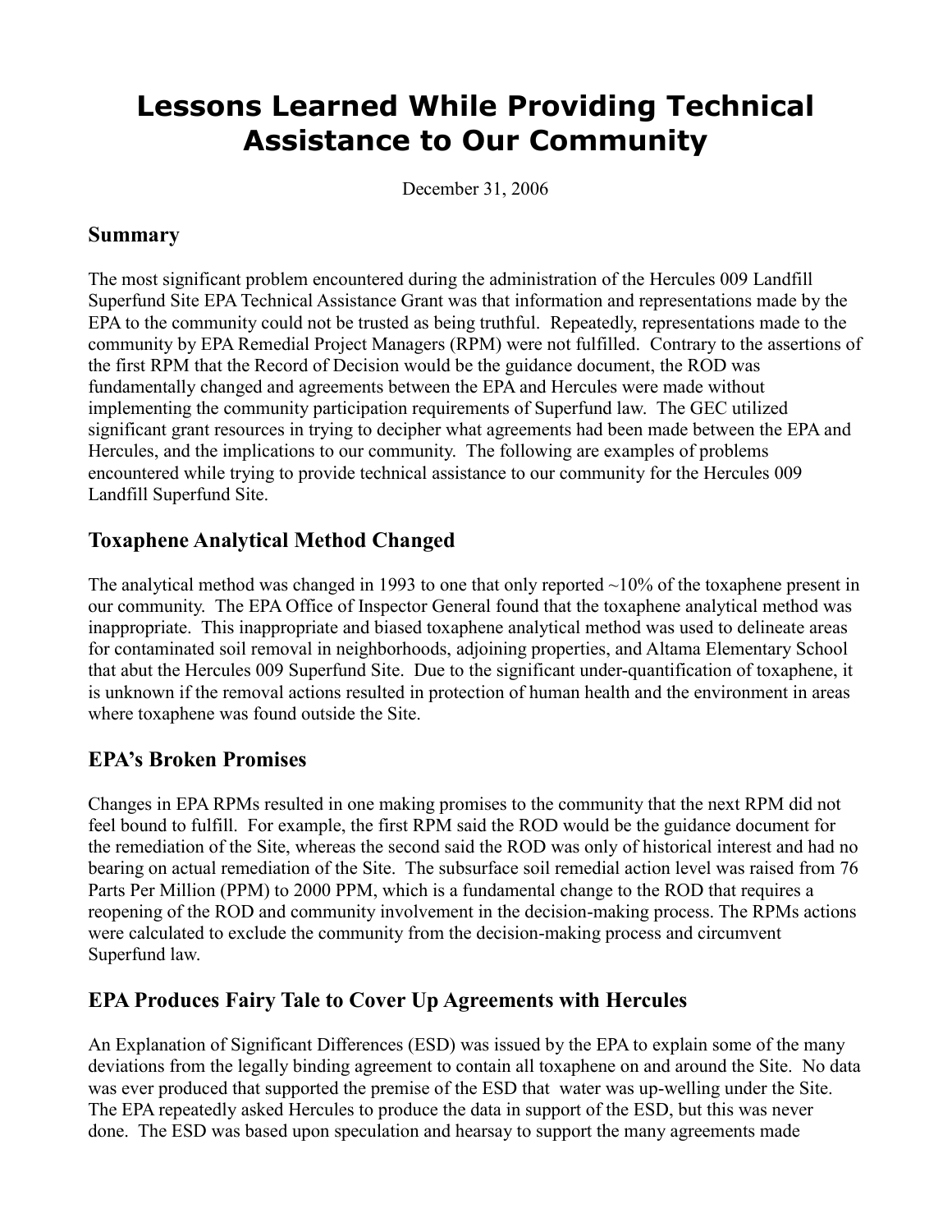# Lessons Learned While Providing Technical Assistance to Our Community

December 31, 2006

## Summary

The most significant problem encountered during the administration of the Hercules 009 Landfill Superfund Site EPA Technical Assistance Grant was that information and representations made by the EPA to the community could not be trusted as being truthful. Repeatedly, representations made to the community by EPA Remedial Project Managers (RPM) were not fulfilled. Contrary to the assertions of the first RPM that the Record of Decision would be the guidance document, the ROD was fundamentally changed and agreements between the EPA and Hercules were made without implementing the community participation requirements of Superfund law. The GEC utilized significant grant resources in trying to decipher what agreements had been made between the EPA and Hercules, and the implications to our community. The following are examples of problems encountered while trying to provide technical assistance to our community for the Hercules 009 Landfill Superfund Site.

## Toxaphene Analytical Method Changed

The analytical method was changed in 1993 to one that only reported ~10% of the toxaphene present in our community. The EPA Office of Inspector General found that the toxaphene analytical method was inappropriate. This inappropriate and biased toxaphene analytical method was used to delineate areas for contaminated soil removal in neighborhoods, adjoining properties, and Altama Elementary School that abut the Hercules 009 Superfund Site. Due to the significant under-quantification of toxaphene, it is unknown if the removal actions resulted in protection of human health and the environment in areas where toxaphene was found outside the Site.

## EPA's Broken Promises

Changes in EPA RPMs resulted in one making promises to the community that the next RPM did not feel bound to fulfill. For example, the first RPM said the ROD would be the guidance document for the remediation of the Site, whereas the second said the ROD was only of historical interest and had no bearing on actual remediation of the Site. The subsurface soil remedial action level was raised from 76 Parts Per Million (PPM) to 2000 PPM, which is a fundamental change to the ROD that requires a reopening of the ROD and community involvement in the decision-making process. The RPMs actions were calculated to exclude the community from the decision-making process and circumvent Superfund law.

## EPA Produces Fairy Tale to Cover Up Agreements with Hercules

An Explanation of Significant Differences (ESD) was issued by the EPA to explain some of the many deviations from the legally binding agreement to contain all toxaphene on and around the Site. No data was ever produced that supported the premise of the ESD that water was up-welling under the Site. The EPA repeatedly asked Hercules to produce the data in support of the ESD, but this was never done. The ESD was based upon speculation and hearsay to support the many agreements made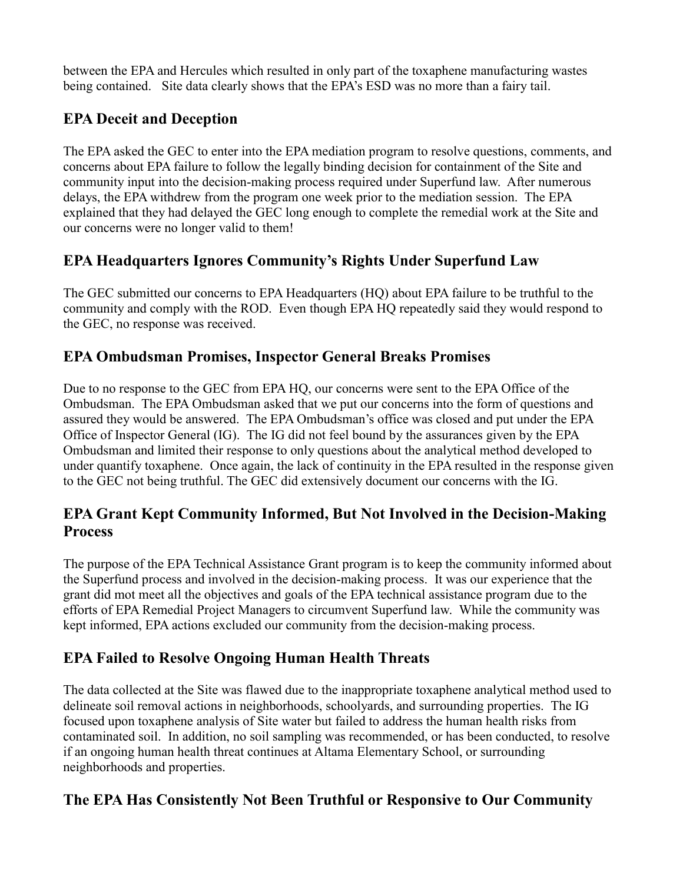between the EPA and Hercules which resulted in only part of the toxaphene manufacturing wastes being contained. Site data clearly shows that the EPA's ESD was no more than a fairy tail.

## EPA Deceit and Deception

The EPA asked the GEC to enter into the EPA mediation program to resolve questions, comments, and concerns about EPA failure to follow the legally binding decision for containment of the Site and community input into the decision-making process required under Superfund law. After numerous delays, the EPA withdrew from the program one week prior to the mediation session. The EPA explained that they had delayed the GEC long enough to complete the remedial work at the Site and our concerns were no longer valid to them!

## EPA Headquarters Ignores Community's Rights Under Superfund Law

The GEC submitted our concerns to EPA Headquarters (HQ) about EPA failure to be truthful to the community and comply with the ROD. Even though EPA HQ repeatedly said they would respond to the GEC, no response was received.

## EPA Ombudsman Promises, Inspector General Breaks Promises

Due to no response to the GEC from EPA HQ, our concerns were sent to the EPA Office of the Ombudsman. The EPA Ombudsman asked that we put our concerns into the form of questions and assured they would be answered. The EPA Ombudsman's office was closed and put under the EPA Office of Inspector General (IG). The IG did not feel bound by the assurances given by the EPA Ombudsman and limited their response to only questions about the analytical method developed to under quantify toxaphene. Once again, the lack of continuity in the EPA resulted in the response given to the GEC not being truthful. The GEC did extensively document our concerns with the IG.

## EPA Grant Kept Community Informed, But Not Involved in the Decision-Making Process

The purpose of the EPA Technical Assistance Grant program is to keep the community informed about the Superfund process and involved in the decision-making process. It was our experience that the grant did mot meet all the objectives and goals of the EPA technical assistance program due to the efforts of EPA Remedial Project Managers to circumvent Superfund law. While the community was kept informed, EPA actions excluded our community from the decision-making process.

## EPA Failed to Resolve Ongoing Human Health Threats

The data collected at the Site was flawed due to the inappropriate toxaphene analytical method used to delineate soil removal actions in neighborhoods, schoolyards, and surrounding properties. The IG focused upon toxaphene analysis of Site water but failed to address the human health risks from contaminated soil. In addition, no soil sampling was recommended, or has been conducted, to resolve if an ongoing human health threat continues at Altama Elementary School, or surrounding neighborhoods and properties.

## The EPA Has Consistently Not Been Truthful or Responsive to Our Community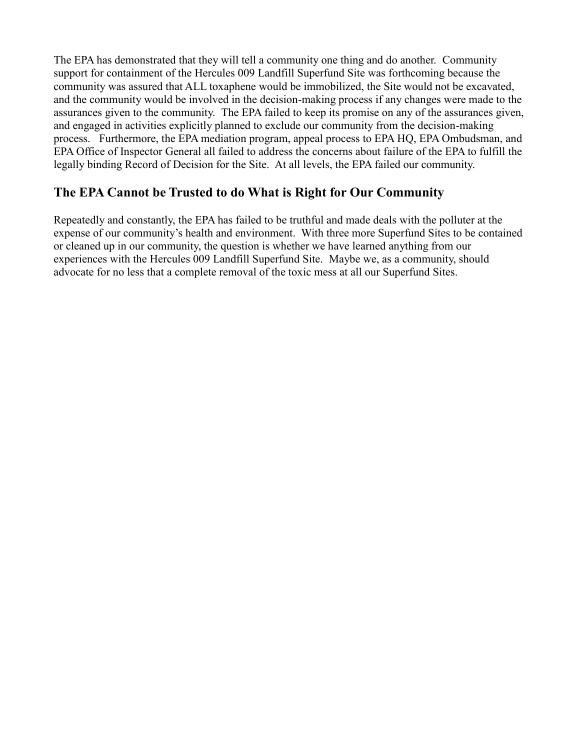The EPA has demonstrated that they will tell a community one thing and do another. Community support for containment of the Hercules 009 Landfill Superfund Site was forthcoming because the community was assured that ALL toxaphene would be immobilized, the Site would not be excavated, and the community would be involved in the decision-making process if any changes were made to the assurances given to the community. The EPA failed to keep its promise on any of the assurances given, and engaged in activities explicitly planned to exclude our community from the decision-making process. Furthermore, the EPA mediation program, appeal process to EPA HQ, EPA Ombudsman, and EPA Office of Inspector General all failed to address the concerns about failure of the EPA to fulfill the legally binding Record of Decision for the Site. At all levels, the EPA failed our community.

## The EPA Cannot be Trusted to do What is Right for Our Community

Repeatedly and constantly, the EPA has failed to be truthful and made deals with the polluter at the expense of our community's health and environment. With three more Superfund Sites to be contained or cleaned up in our community, the question is whether we have learned anything from our experiences with the Hercules 009 Landfill Superfund Site. Maybe we, as a community, should advocate for no less that a complete removal of the toxic mess at all our Superfund Sites.